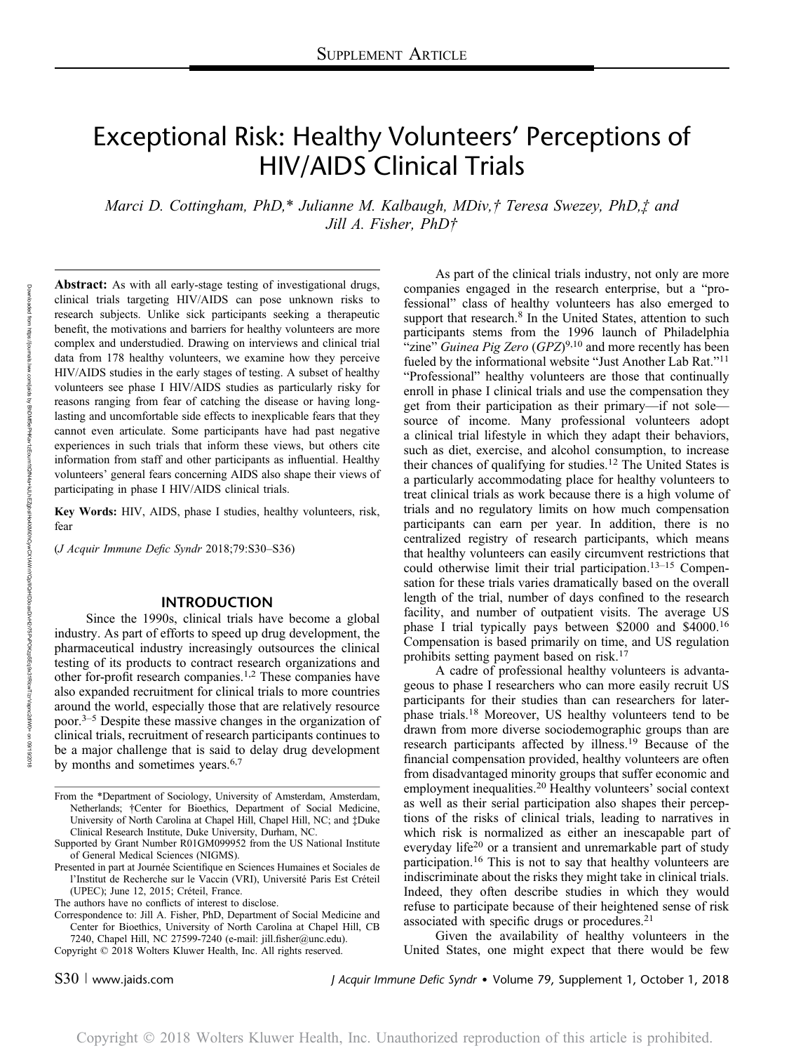# Exceptional Risk: Healthy Volunteers' Perceptions of HIV/AIDS Clinical Trials

*Marci D. Cottingham, PhD,\* Julianne M. Kalbaugh, MDiv,† Teresa Swezey, PhD,‡ and Jill A. Fisher, PhD†*

**Abstract:** As with all early-stage testing of investigational drugs, clinical trials targeting HIV/AIDS can pose unknown risks to research subjects. Unlike sick participants seeking a therapeutic benefit, the motivations and barriers for healthy volunteers are more complex and understudied. Drawing on interviews and clinical trial data from 178 healthy volunteers, we examine how they perceive HIV/AIDS studies in the early stages of testing. A subset of healthy volunteers see phase I HIV/AIDS studies as particularly risky for reasons ranging from fear of catching the disease or having long-lasting and uncomfortable side effects to inexplicable fears that they cannot even articulate. Some participants have had past negative experiences in such trials that inform these views, but others cite information from staff and other participants as influential. Healthy volunteers' general fears concerning AIDS also shape their views of participating in phase I HIV/AIDS clinical trials.

**Key Words:** HIV, AIDS, phase I studies, healthy volunteers, risk, fear

(*J Acquir Immune Defic Syndr* 2018;79:S30–S36)

## INTRODUCTION

Since the 1990s, clinical trials have become a global industry. As part of efforts to speed up drug development, the pharmaceutical industry increasingly outsources the clinical testing of its products to contract research organizations and other for-profit research companies.[1,2] These companies have also expanded recruitment for clinical trials to more countries around the world, especially those that are relatively resource poor.[3–5] Despite these massive changes in the organization of clinical trials, recruitment of research participants continues to be a major challenge that is said to delay drug development by months and sometimes years.[6,7]

As part of the clinical trials industry, not only are more companies engaged in the research enterprise, but a "professional" class of healthy volunteers has also emerged to support that research.[8] In the United States, attention to such participants stems from the 1996 launch of Philadelphia "zine" *Guinea Pig Zero* (*GPZ*)[9,10] and more recently has been fueled by the informational website "Just Another Lab Rat."[11] "Professional" healthy volunteers are those that continually enroll in phase I clinical trials and use the compensation they get from their participation as their primary—if not sole—source of income. Many professional volunteers adopt a clinical trial lifestyle in which they adapt their behaviors, such as diet, exercise, and alcohol consumption, to increase their chances of qualifying for studies.[12] The United States is a particularly accommodating place for healthy volunteers to treat clinical trials as work because there is a high volume of trials and no regulatory limits on how much compensation participants can earn per year. In addition, there is no centralized registry of research participants, which means that healthy volunteers can easily circumvent restrictions that could otherwise limit their trial participation.[13–15] Compensation for these trials varies dramatically based on the overall length of the trial, number of days confined to the research facility, and number of outpatient visits. The average US phase I trial typically pays between \$2000 and \$4000.[16] Compensation is based primarily on time, and US regulation prohibits setting payment based on risk.[17]

A cadre of professional healthy volunteers is advantageous to phase I researchers who can more easily recruit US participants for their studies than can researchers for later-phase trials.[18] Moreover, US healthy volunteers tend to be drawn from more diverse sociodemographic groups than are research participants affected by illness.[19] Because of the financial compensation provided, healthy volunteers are often from disadvantaged minority groups that suffer economic and employment inequalities.[20] Healthy volunteers' social context as well as their serial participation also shapes their perceptions of the risks of clinical trials, leading to narratives in which risk is normalized as either an inescapable part of everyday life[20] or a transient and unremarkable part of study participation.[16] This is not to say that healthy volunteers are indiscriminate about the risks they might take in clinical trials. Indeed, they often describe studies in which they would refuse to participate because of their heightened sense of risk associated with specific drugs or procedures.[21]

Given the availability of healthy volunteers in the United States, one might expect that there would be few

---

From the \*Department of Sociology, University of Amsterdam, Amsterdam, Netherlands; †Center for Bioethics, Department of Social Medicine, University of North Carolina at Chapel Hill, Chapel Hill, NC; and ‡Duke Clinical Research Institute, Duke University, Durham, NC.

Supported by Grant Number R01GM099952 from the US National Institute of General Medical Sciences (NIGMS).

Presented in part at Journée Scientifique en Sciences Humaines et Sociales de l'Institut de Recherche sur le Vaccin (VRI), Université Paris Est Créteil (UPEC); June 12, 2015; Créteil, France.

The authors have no conflicts of interest to disclose.

Correspondence to: Jill A. Fisher, PhD, Department of Social Medicine and Center for Bioethics, University of North Carolina at Chapel Hill, CB 7240, Chapel Hill, NC 27599-7240 (e-mail: jill.fisher@unc.edu).

Copyright © 2018 Wolters Kluwer Health, Inc. All rights reserved.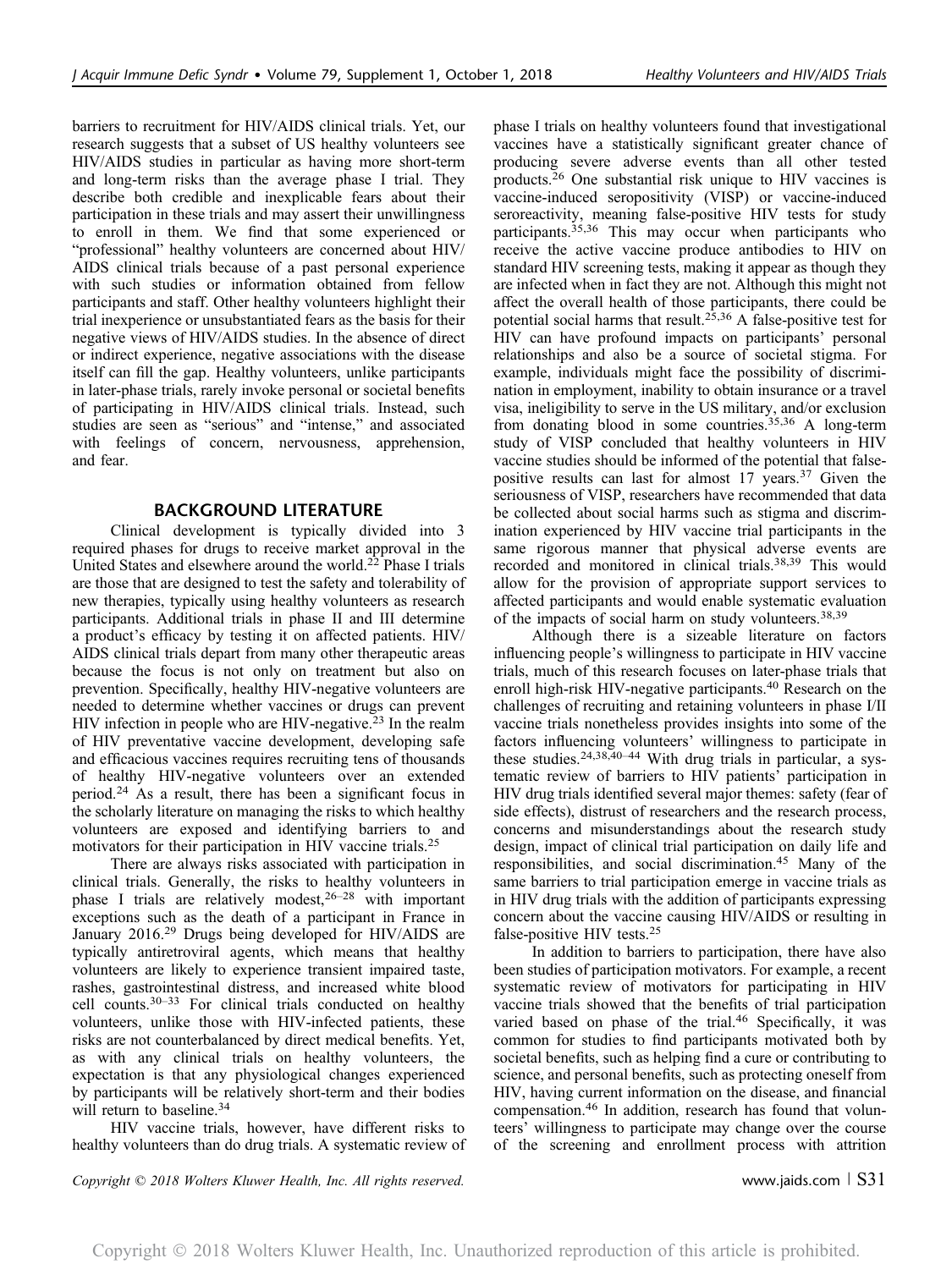barriers to recruitment for HIV/AIDS clinical trials. Yet, our research suggests that a subset of US healthy volunteers see HIV/AIDS studies in particular as having more short-term and long-term risks than the average phase I trial. They describe both credible and inexplicable fears about their participation in these trials and may assert their unwillingness to enroll in them. We find that some experienced or "professional" healthy volunteers are concerned about HIV/AIDS clinical trials because of a past personal experience with such studies or information obtained from fellow participants and staff. Other healthy volunteers highlight their trial inexperience or unsubstantiated fears as the basis for their negative views of HIV/AIDS studies. In the absence of direct or indirect experience, negative associations with the disease itself can fill the gap. Healthy volunteers, unlike participants in later-phase trials, rarely invoke personal or societal benefits of participating in HIV/AIDS clinical trials. Instead, such studies are seen as "serious" and "intense," and associated with feelings of concern, nervousness, apprehension, and fear.

## BACKGROUND LITERATURE

Clinical development is typically divided into 3 required phases for drugs to receive market approval in the United States and elsewhere around the world.[22] Phase I trials are those that are designed to test the safety and tolerability of new therapies, typically using healthy volunteers as research participants. Additional trials in phase II and III determine a product's efficacy by testing it on affected patients. HIV/AIDS clinical trials depart from many other therapeutic areas because the focus is not only on treatment but also on prevention. Specifically, healthy HIV-negative volunteers are needed to determine whether vaccines or drugs can prevent HIV infection in people who are HIV-negative.[23] In the realm of HIV preventative vaccine development, developing safe and efficacious vaccines requires recruiting tens of thousands of healthy HIV-negative volunteers over an extended period.[24] As a result, there has been a significant focus in the scholarly literature on managing the risks to which healthy volunteers are exposed and identifying barriers to and motivators for their participation in HIV vaccine trials.[25]

There are always risks associated with participation in clinical trials. Generally, the risks to healthy volunteers in phase I trials are relatively modest,[26–28] with important exceptions such as the death of a participant in France in January 2016.[29] Drugs being developed for HIV/AIDS are typically antiretroviral agents, which means that healthy volunteers are likely to experience transient impaired taste, rashes, gastrointestinal distress, and increased white blood cell counts.[30–33] For clinical trials conducted on healthy volunteers, unlike those with HIV-infected patients, these risks are not counterbalanced by direct medical benefits. Yet, as with any clinical trials on healthy volunteers, the expectation is that any physiological changes experienced by participants will be relatively short-term and their bodies will return to baseline.[34]

HIV vaccine trials, however, have different risks to healthy volunteers than do drug trials. A systematic review of phase I trials on healthy volunteers found that investigational vaccines have a statistically significant greater chance of producing severe adverse events than all other tested products.[26] One substantial risk unique to HIV vaccines is vaccine-induced seropositivity (VISP) or vaccine-induced seroreactivity, meaning false-positive HIV tests for study participants.[35,36] This may occur when participants who receive the active vaccine produce antibodies to HIV on standard HIV screening tests, making it appear as though they are infected when in fact they are not. Although this might not affect the overall health of those participants, there could be potential social harms that result.[25,36] A false-positive test for HIV can have profound impacts on participants' personal relationships and also be a source of societal stigma. For example, individuals might face the possibility of discrimination in employment, inability to obtain insurance or a travel visa, ineligibility to serve in the US military, and/or exclusion from donating blood in some countries.[35,36] A long-term study of VISP concluded that healthy volunteers in HIV vaccine studies should be informed of the potential that false-positive results can last for almost 17 years.[37] Given the seriousness of VISP, researchers have recommended that data be collected about social harms such as stigma and discrimination experienced by HIV vaccine trial participants in the same rigorous manner that physical adverse events are recorded and monitored in clinical trials.[38,39] This would allow for the provision of appropriate support services to affected participants and would enable systematic evaluation of the impacts of social harm on study volunteers.[38,39]

Although there is a sizeable literature on factors influencing people's willingness to participate in HIV vaccine trials, much of this research focuses on later-phase trials that enroll high-risk HIV-negative participants.[40] Research on the challenges of recruiting and retaining volunteers in phase I/II vaccine trials nonetheless provides insights into some of the factors influencing volunteers' willingness to participate in these studies.[24,38,40–44] With drug trials in particular, a systematic review of barriers to HIV patients' participation in HIV drug trials identified several major themes: safety (fear of side effects), distrust of researchers and the research process, concerns and misunderstandings about the research study design, impact of clinical trial participation on daily life and responsibilities, and social discrimination.[45] Many of the same barriers to trial participation emerge in vaccine trials as in HIV drug trials with the addition of participants expressing concern about the vaccine causing HIV/AIDS or resulting in false-positive HIV tests.[25]

In addition to barriers to participation, there have also been studies of participation motivators. For example, a recent systematic review of motivators for participating in HIV vaccine trials showed that the benefits of trial participation varied based on phase of the trial.[46] Specifically, it was common for studies to find participants motivated both by societal benefits, such as helping find a cure or contributing to science, and personal benefits, such as protecting oneself from HIV, having current information on the disease, and financial compensation.[46] In addition, research has found that volunteers' willingness to participate may change over the course of the screening and enrollment process with attrition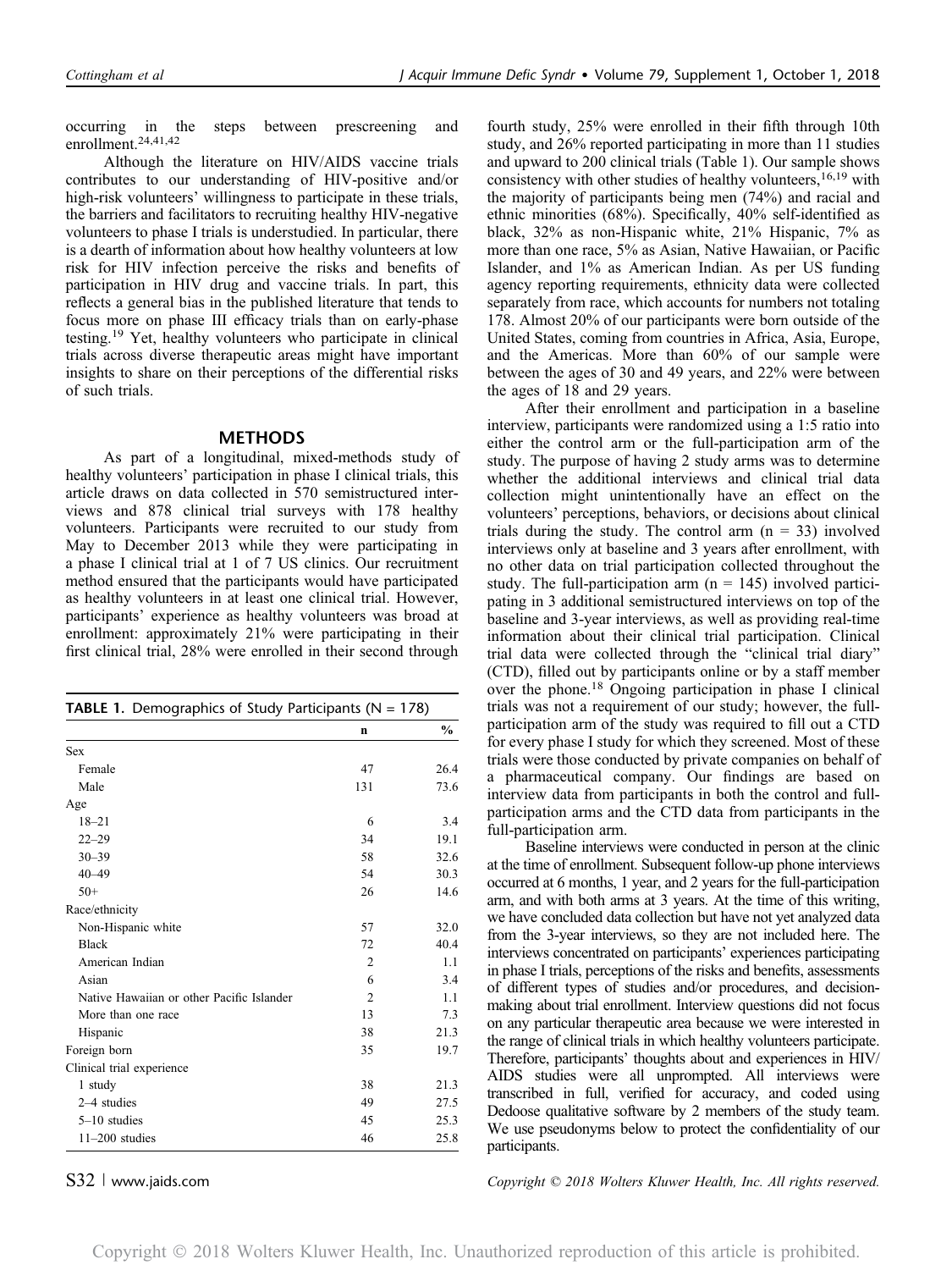occurring in the steps between prescreening and enrollment.[24,41,42]

Although the literature on HIV/AIDS vaccine trials contributes to our understanding of HIV-positive and/or high-risk volunteers' willingness to participate in these trials, the barriers and facilitators to recruiting healthy HIV-negative volunteers to phase I trials is understudied. In particular, there is a dearth of information about how healthy volunteers at low risk for HIV infection perceive the risks and benefits of participation in HIV drug and vaccine trials. In part, this reflects a general bias in the published literature that tends to focus more on phase III efficacy trials than on early-phase testing.[19] Yet, healthy volunteers who participate in clinical trials across diverse therapeutic areas might have important insights to share on their perceptions of the differential risks of such trials.

## METHODS

As part of a longitudinal, mixed-methods study of healthy volunteers' participation in phase I clinical trials, this article draws on data collected in 570 semistructured interviews and 878 clinical trial surveys with 178 healthy volunteers. Participants were recruited to our study from May to December 2013 while they were participating in a phase I clinical trial at 1 of 7 US clinics. Our recruitment method ensured that the participants would have participated as healthy volunteers in at least one clinical trial. However, participants' experience as healthy volunteers was broad at enrollment: approximately 21% were participating in their first clinical trial, 28% were enrolled in their second through fourth study, 25% were enrolled in their fifth through 10th study, and 26% reported participating in more than 11 studies and upward to 200 clinical trials (Table 1). Our sample shows consistency with other studies of healthy volunteers,[16,19] with the majority of participants being men (74%) and racial and ethnic minorities (68%). Specifically, 40% self-identified as black, 32% as non-Hispanic white, 21% Hispanic, 7% as more than one race, 5% as Asian, Native Hawaiian, or Pacific Islander, and 1% as American Indian. As per US funding agency reporting requirements, ethnicity data were collected separately from race, which accounts for numbers not totaling 178. Almost 20% of our participants were born outside of the United States, coming from countries in Africa, Asia, Europe, and the Americas. More than 60% of our sample were between the ages of 30 and 49 years, and 22% were between the ages of 18 and 29 years.

**TABLE 1.** Demographics of Study Participants (N = 178)

| | n | % |
|---|---|---|
| Sex | | |
| Female | 47 | 26.4 |
| Male | 131 | 73.6 |
| Age | | |
| 18–21 | 6 | 3.4 |
| 22–29 | 34 | 19.1 |
| 30–39 | 58 | 32.6 |
| 40–49 | 54 | 30.3 |
| 50+ | 26 | 14.6 |
| Race/ethnicity | | |
| Non-Hispanic white | 57 | 32.0 |
| Black | 72 | 40.4 |
| American Indian | 2 | 1.1 |
| Asian | 6 | 3.4 |
| Native Hawaiian or other Pacific Islander | 2 | 1.1 |
| More than one race | 13 | 7.3 |
| Hispanic | 38 | 21.3 |
| Foreign born | 35 | 19.7 |
| Clinical trial experience | | |
| 1 study | 38 | 21.3 |
| 2–4 studies | 49 | 27.5 |
| 5–10 studies | 45 | 25.3 |
| 11–200 studies | 46 | 25.8 |

After their enrollment and participation in a baseline interview, participants were randomized using a 1:5 ratio into either the control arm or the full-participation arm of the study. The purpose of having 2 study arms was to determine whether the additional interviews and clinical trial data collection might unintentionally have an effect on the volunteers' perceptions, behaviors, or decisions about clinical trials during the study. The control arm (n = 33) involved interviews only at baseline and 3 years after enrollment, with no other data on trial participation collected throughout the study. The full-participation arm (n = 145) involved participating in 3 additional semistructured interviews on top of the baseline and 3-year interviews, as well as providing real-time information about their clinical trial participation. Clinical trial data were collected through the "clinical trial diary" (CTD), filled out by participants online or by a staff member over the phone.[18] Ongoing participation in phase I clinical trials was not a requirement of our study; however, the full-participation arm of the study was required to fill out a CTD for every phase I study for which they screened. Most of these trials were those conducted by private companies on behalf of a pharmaceutical company. Our findings are based on interview data from participants in both the control and full-participation arms and the CTD data from participants in the full-participation arm.

Baseline interviews were conducted in person at the clinic at the time of enrollment. Subsequent follow-up phone interviews occurred at 6 months, 1 year, and 2 years for the full-participation arm, and with both arms at 3 years. At the time of this writing, we have concluded data collection but have not yet analyzed data from the 3-year interviews, so they are not included here. The interviews concentrated on participants' experiences participating in phase I trials, perceptions of the risks and benefits, assessments of different types of studies and/or procedures, and decision-making about trial enrollment. Interview questions did not focus on any particular therapeutic area because we were interested in the range of clinical trials in which healthy volunteers participate. Therefore, participants' thoughts about and experiences in HIV/AIDS studies were all unprompted. All interviews were transcribed in full, verified for accuracy, and coded using Dedoose qualitative software by 2 members of the study team. We use pseudonyms below to protect the confidentiality of our participants.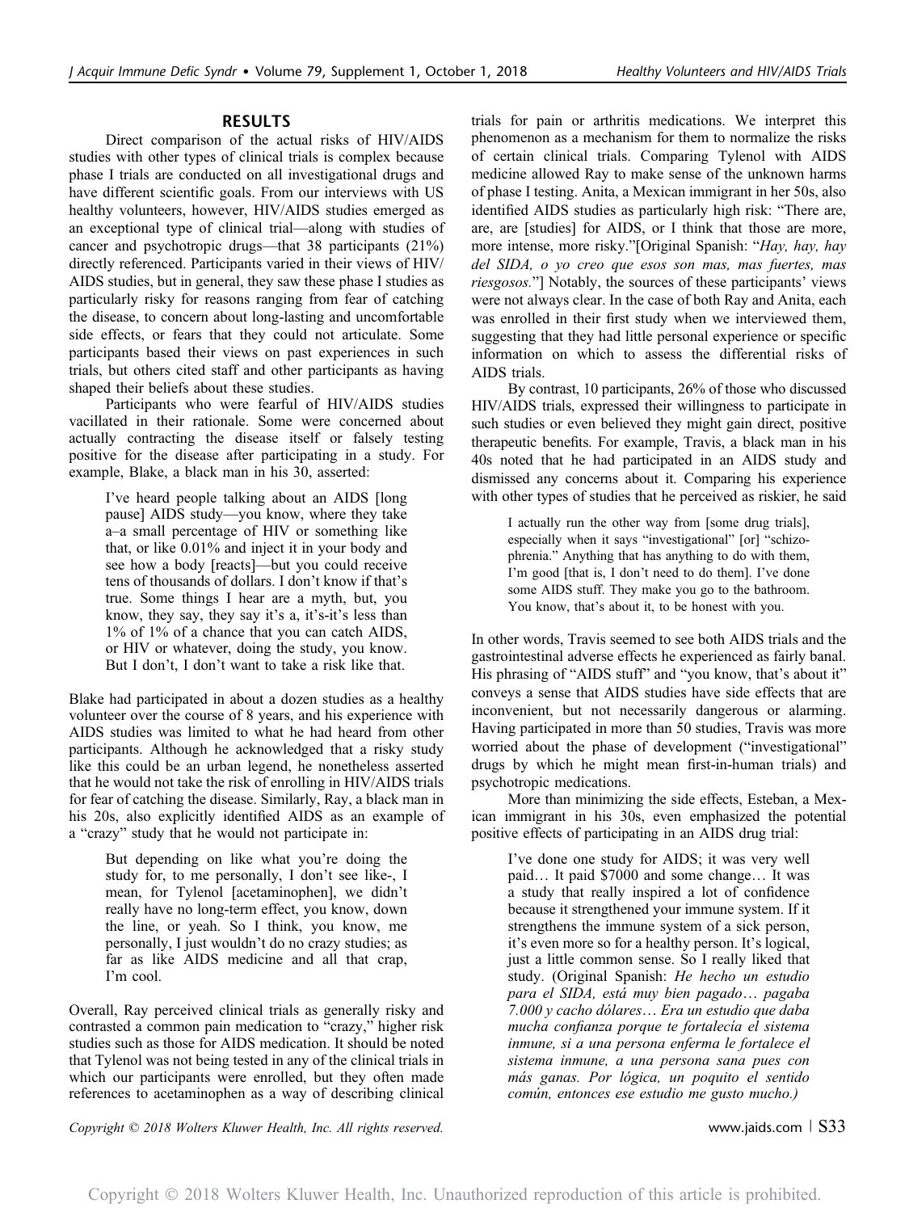## RESULTS

Direct comparison of the actual risks of HIV/AIDS studies with other types of clinical trials is complex because phase I trials are conducted on all investigational drugs and have different scientific goals. From our interviews with US healthy volunteers, however, HIV/AIDS studies emerged as an exceptional type of clinical trial—along with studies of cancer and psychotropic drugs—that 38 participants (21%) directly referenced. Participants varied in their views of HIV/AIDS studies, but in general, they saw these phase I studies as particularly risky for reasons ranging from fear of catching the disease, to concern about long-lasting and uncomfortable side effects, or fears that they could not articulate. Some participants based their views on past experiences in such trials, but others cited staff and other participants as having shaped their beliefs about these studies.

Participants who were fearful of HIV/AIDS studies vacillated in their rationale. Some were concerned about actually contracting the disease itself or falsely testing positive for the disease after participating in a study. For example, Blake, a black man in his 30, asserted:

> I've heard people talking about an AIDS [long pause] AIDS study—you know, where they take a–a small percentage of HIV or something like that, or like 0.01% and inject it in your body and see how a body [reacts]—but you could receive tens of thousands of dollars. I don't know if that's true. Some things I hear are a myth, but, you know, they say, they say it's a, it's-it's less than 1% of 1% of a chance that you can catch AIDS, or HIV or whatever, doing the study, you know. But I don't, I don't want to take a risk like that.

Blake had participated in about a dozen studies as a healthy volunteer over the course of 8 years, and his experience with AIDS studies was limited to what he had heard from other participants. Although he acknowledged that a risky study like this could be an urban legend, he nonetheless asserted that he would not take the risk of enrolling in HIV/AIDS trials for fear of catching the disease. Similarly, Ray, a black man in his 20s, also explicitly identified AIDS as an example of a "crazy" study that he would not participate in:

> But depending on like what you're doing the study for, to me personally, I don't see like-, I mean, for Tylenol [acetaminophen], we didn't really have no long-term effect, you know, down the line, or yeah. So I think, you know, me personally, I just wouldn't do no crazy studies; as far as like AIDS medicine and all that crap, I'm cool.

Overall, Ray perceived clinical trials as generally risky and contrasted a common pain medication to "crazy," higher risk studies such as those for AIDS medication. It should be noted that Tylenol was not being tested in any of the clinical trials in which our participants were enrolled, but they often made references to acetaminophen as a way of describing clinical trials for pain or arthritis medications. We interpret this phenomenon as a mechanism for them to normalize the risks of certain clinical trials. Comparing Tylenol with AIDS medicine allowed Ray to make sense of the unknown harms of phase I testing. Anita, a Mexican immigrant in her 50s, also identified AIDS studies as particularly high risk: "There are, are, are [studies] for AIDS, or I think that those are more, more intense, more risky."[Original Spanish: "*Hay, hay, hay del SIDA, o yo creo que esos son mas, mas fuertes, mas riesgosos.*"] Notably, the sources of these participants' views were not always clear. In the case of both Ray and Anita, each was enrolled in their first study when we interviewed them, suggesting that they had little personal experience or specific information on which to assess the differential risks of AIDS trials.

By contrast, 10 participants, 26% of those who discussed HIV/AIDS trials, expressed their willingness to participate in such studies or even believed they might gain direct, positive therapeutic benefits. For example, Travis, a black man in his 40s noted that he had participated in an AIDS study and dismissed any concerns about it. Comparing his experience with other types of studies that he perceived as riskier, he said

> I actually run the other way from [some drug trials], especially when it says "investigational" [or] "schizophrenia." Anything that has anything to do with them, I'm good [that is, I don't need to do them]. I've done some AIDS stuff. They make you go to the bathroom. You know, that's about it, to be honest with you.

In other words, Travis seemed to see both AIDS trials and the gastrointestinal adverse effects he experienced as fairly banal. His phrasing of "AIDS stuff" and "you know, that's about it" conveys a sense that AIDS studies have side effects that are inconvenient, but not necessarily dangerous or alarming. Having participated in more than 50 studies, Travis was more worried about the phase of development ("investigational" drugs by which he might mean first-in-human trials) and psychotropic medications.

More than minimizing the side effects, Esteban, a Mexican immigrant in his 30s, even emphasized the potential positive effects of participating in an AIDS drug trial:

> I've done one study for AIDS; it was very well paid… It paid $7000 and some change… It was a study that really inspired a lot of confidence because it strengthened your immune system. If it strengthens the immune system of a sick person, it's even more so for a healthy person. It's logical, just a little common sense. So I really liked that study. (Original Spanish: *He hecho un estudio para el SIDA, está muy bien pagado… pagaba 7.000 y cacho dólares… Era un estudio que daba mucha confianza porque te fortalecía el sistema inmune, si a una persona enferma le fortalece el sistema inmune, a una persona sana pues con más ganas. Por lógica, un poquito el sentido común, entonces ese estudio me gusto mucho.)*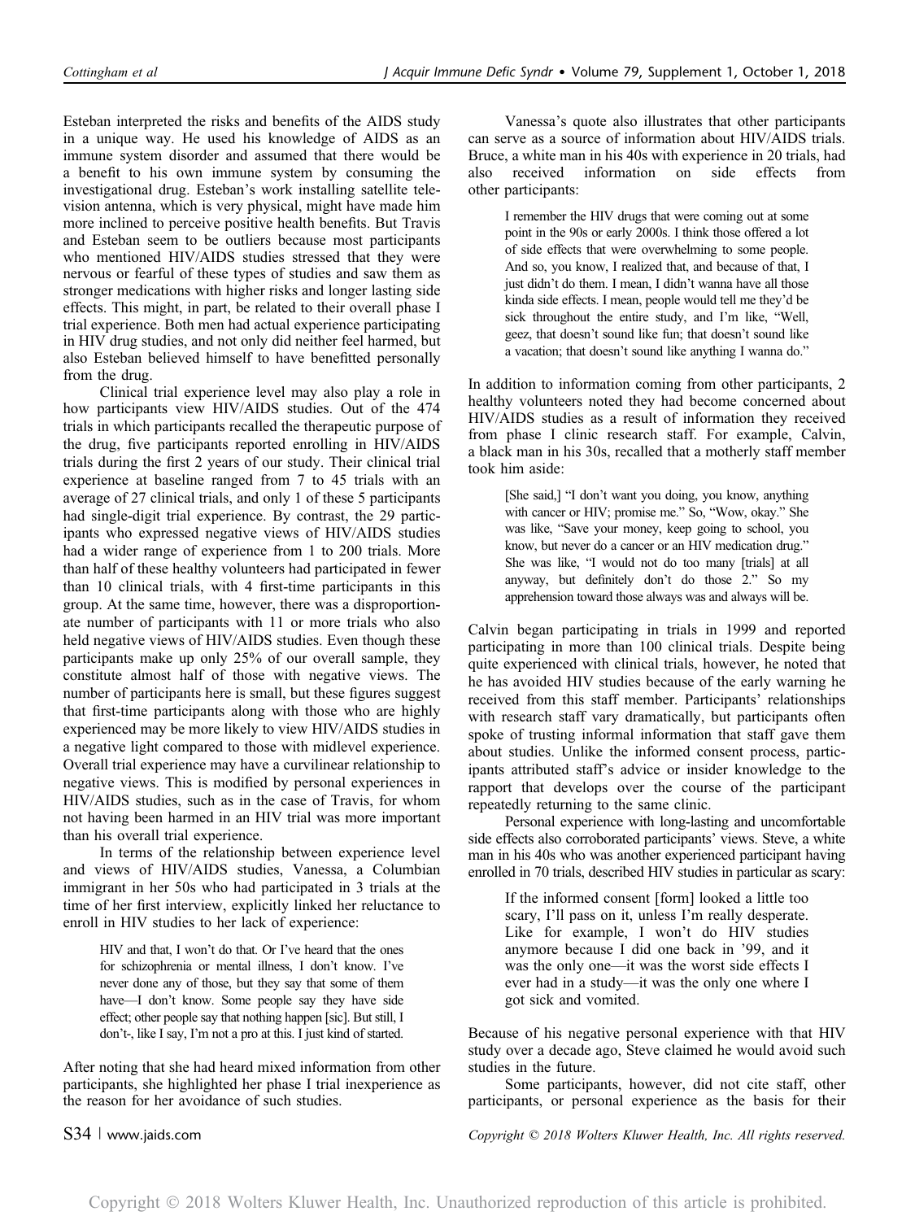Esteban interpreted the risks and benefits of the AIDS study in a unique way. He used his knowledge of AIDS as an immune system disorder and assumed that there would be a benefit to his own immune system by consuming the investigational drug. Esteban's work installing satellite television antenna, which is very physical, might have made him more inclined to perceive positive health benefits. But Travis and Esteban seem to be outliers because most participants who mentioned HIV/AIDS studies stressed that they were nervous or fearful of these types of studies and saw them as stronger medications with higher risks and longer lasting side effects. This might, in part, be related to their overall phase I trial experience. Both men had actual experience participating in HIV drug studies, and not only did neither feel harmed, but also Esteban believed himself to have benefitted personally from the drug.

Clinical trial experience level may also play a role in how participants view HIV/AIDS studies. Out of the 474 trials in which participants recalled the therapeutic purpose of the drug, five participants reported enrolling in HIV/AIDS trials during the first 2 years of our study. Their clinical trial experience at baseline ranged from 7 to 45 trials with an average of 27 clinical trials, and only 1 of these 5 participants had single-digit trial experience. By contrast, the 29 participants who expressed negative views of HIV/AIDS studies had a wider range of experience from 1 to 200 trials. More than half of these healthy volunteers had participated in fewer than 10 clinical trials, with 4 first-time participants in this group. At the same time, however, there was a disproportionate number of participants with 11 or more trials who also held negative views of HIV/AIDS studies. Even though these participants make up only 25% of our overall sample, they constitute almost half of those with negative views. The number of participants here is small, but these figures suggest that first-time participants along with those who are highly experienced may be more likely to view HIV/AIDS studies in a negative light compared to those with midlevel experience. Overall trial experience may have a curvilinear relationship to negative views. This is modified by personal experiences in HIV/AIDS studies, such as in the case of Travis, for whom not having been harmed in an HIV trial was more important than his overall trial experience.

In terms of the relationship between experience level and views of HIV/AIDS studies, Vanessa, a Columbian immigrant in her 50s who had participated in 3 trials at the time of her first interview, explicitly linked her reluctance to enroll in HIV studies to her lack of experience:

> HIV and that, I won't do that. Or I've heard that the ones for schizophrenia or mental illness, I don't know. I've never done any of those, but they say that some of them have—I don't know. Some people say they have side effect; other people say that nothing happen [sic]. But still, I don't-, like I say, I'm not a pro at this. I just kind of started.

After noting that she had heard mixed information from other participants, she highlighted her phase I trial inexperience as the reason for her avoidance of such studies.

Vanessa's quote also illustrates that other participants can serve as a source of information about HIV/AIDS trials. Bruce, a white man in his 40s with experience in 20 trials, had also received information on side effects from other participants:

> I remember the HIV drugs that were coming out at some point in the 90s or early 2000s. I think those offered a lot of side effects that were overwhelming to some people. And so, you know, I realized that, and because of that, I just didn't do them. I mean, I didn't wanna have all those kinda side effects. I mean, people would tell me they'd be sick throughout the entire study, and I'm like, "Well, geez, that doesn't sound like fun; that doesn't sound like a vacation; that doesn't sound like anything I wanna do."

In addition to information coming from other participants, 2 healthy volunteers noted they had become concerned about HIV/AIDS studies as a result of information they received from phase I clinic research staff. For example, Calvin, a black man in his 30s, recalled that a motherly staff member took him aside:

> [She said,] "I don't want you doing, you know, anything with cancer or HIV; promise me." So, "Wow, okay." She was like, "Save your money, keep going to school, you know, but never do a cancer or an HIV medication drug." She was like, "I would not do too many [trials] at all anyway, but definitely don't do those 2." So my apprehension toward those always was and always will be.

Calvin began participating in trials in 1999 and reported participating in more than 100 clinical trials. Despite being quite experienced with clinical trials, however, he noted that he has avoided HIV studies because of the early warning he received from this staff member. Participants' relationships with research staff vary dramatically, but participants often spoke of trusting informal information that staff gave them about studies. Unlike the informed consent process, participants attributed staff's advice or insider knowledge to the rapport that develops over the course of the participant repeatedly returning to the same clinic.

Personal experience with long-lasting and uncomfortable side effects also corroborated participants' views. Steve, a white man in his 40s who was another experienced participant having enrolled in 70 trials, described HIV studies in particular as scary:

> If the informed consent [form] looked a little too scary, I'll pass on it, unless I'm really desperate. Like for example, I won't do HIV studies anymore because I did one back in '99, and it was the only one—it was the worst side effects I ever had in a study—it was the only one where I got sick and vomited.

Because of his negative personal experience with that HIV study over a decade ago, Steve claimed he would avoid such studies in the future.

Some participants, however, did not cite staff, other participants, or personal experience as the basis for their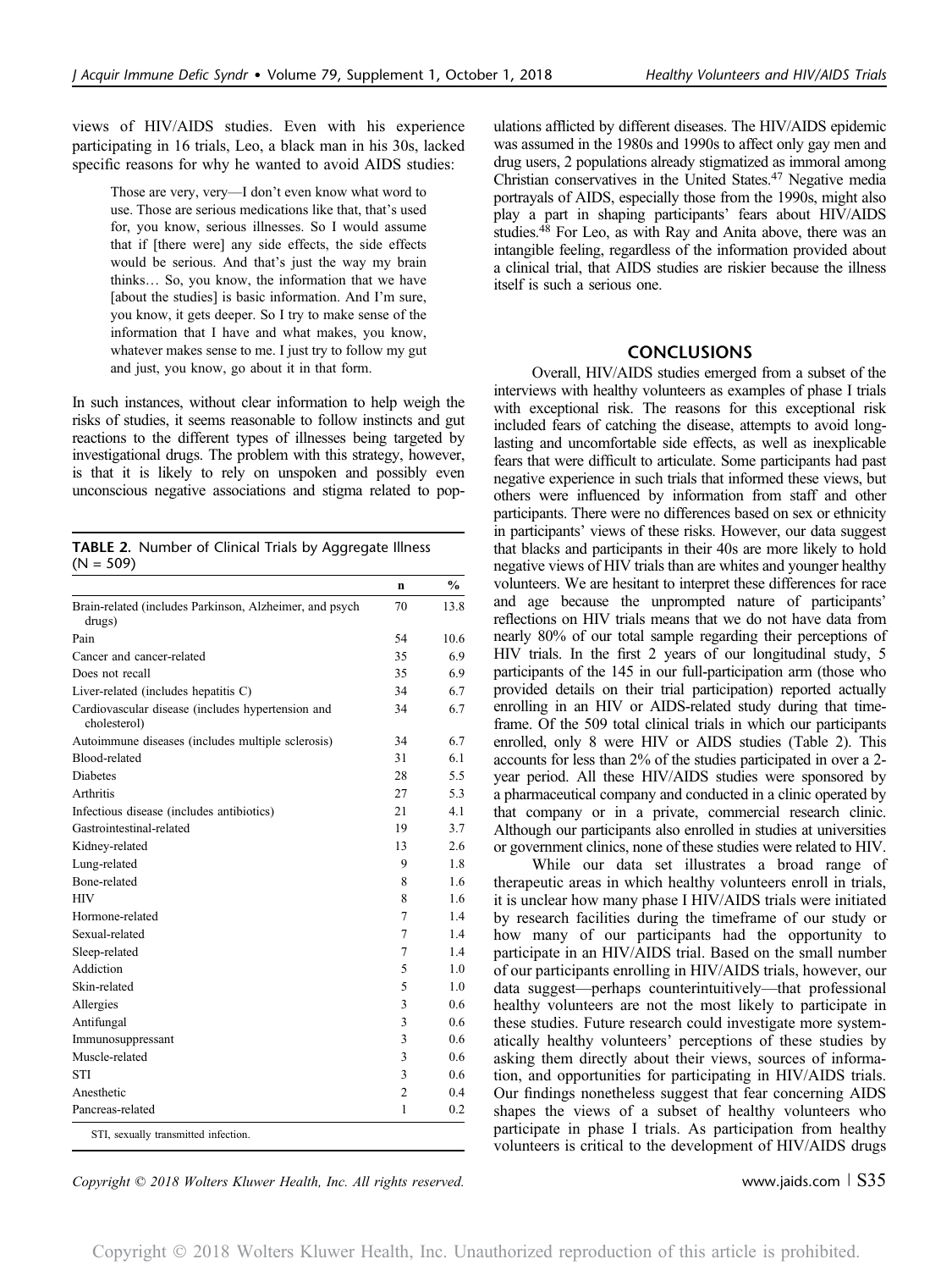views of HIV/AIDS studies. Even with his experience participating in 16 trials, Leo, a black man in his 30s, lacked specific reasons for why he wanted to avoid AIDS studies:

> Those are very, very—I don't even know what word to use. Those are serious medications like that, that's used for, you know, serious illnesses. So I would assume that if [there were] any side effects, the side effects would be serious. And that's just the way my brain thinks… So, you know, the information that we have [about the studies] is basic information. And I'm sure, you know, it gets deeper. So I try to make sense of the information that I have and what makes, you know, whatever makes sense to me. I just try to follow my gut and just, you know, go about it in that form.

In such instances, without clear information to help weigh the risks of studies, it seems reasonable to follow instincts and gut reactions to the different types of illnesses being targeted by investigational drugs. The problem with this strategy, however, is that it is likely to rely on unspoken and possibly even unconscious negative associations and stigma related to populations afflicted by different diseases. The HIV/AIDS epidemic was assumed in the 1980s and 1990s to affect only gay men and drug users, 2 populations already stigmatized as immoral among Christian conservatives in the United States.[47] Negative media portrayals of AIDS, especially those from the 1990s, might also play a part in shaping participants' fears about HIV/AIDS studies.[48] For Leo, as with Ray and Anita above, there was an intangible feeling, regardless of the information provided about a clinical trial, that AIDS studies are riskier because the illness itself is such a serious one.

**TABLE 2.** Number of Clinical Trials by Aggregate Illness (N = 509)

| | n | % |
|---|---|---|
| Brain-related (includes Parkinson, Alzheimer, and psych drugs) | 70 | 13.8 |
| Pain | 54 | 10.6 |
| Cancer and cancer-related | 35 | 6.9 |
| Does not recall | 35 | 6.9 |
| Liver-related (includes hepatitis C) | 34 | 6.7 |
| Cardiovascular disease (includes hypertension and cholesterol) | 34 | 6.7 |
| Autoimmune diseases (includes multiple sclerosis) | 34 | 6.7 |
| Blood-related | 31 | 6.1 |
| Diabetes | 28 | 5.5 |
| Arthritis | 27 | 5.3 |
| Infectious disease (includes antibiotics) | 21 | 4.1 |
| Gastrointestinal-related | 19 | 3.7 |
| Kidney-related | 13 | 2.6 |
| Lung-related | 9 | 1.8 |
| Bone-related | 8 | 1.6 |
| HIV | 8 | 1.6 |
| Hormone-related | 7 | 1.4 |
| Sexual-related | 7 | 1.4 |
| Sleep-related | 7 | 1.4 |
| Addiction | 5 | 1.0 |
| Skin-related | 5 | 1.0 |
| Allergies | 3 | 0.6 |
| Antifungal | 3 | 0.6 |
| Immunosuppressant | 3 | 0.6 |
| Muscle-related | 3 | 0.6 |
| STI | 3 | 0.6 |
| Anesthetic | 2 | 0.4 |
| Pancreas-related | 1 | 0.2 |

STI, sexually transmitted infection.

## CONCLUSIONS

Overall, HIV/AIDS studies emerged from a subset of the interviews with healthy volunteers as examples of phase I trials with exceptional risk. The reasons for this exceptional risk included fears of catching the disease, attempts to avoid long-lasting and uncomfortable side effects, as well as inexplicable fears that were difficult to articulate. Some participants had past negative experience in such trials that informed these views, but others were influenced by information from staff and other participants. There were no differences based on sex or ethnicity in participants' views of these risks. However, our data suggest that blacks and participants in their 40s are more likely to hold negative views of HIV trials than are whites and younger healthy volunteers. We are hesitant to interpret these differences for race and age because the unprompted nature of participants' reflections on HIV trials means that we do not have data from nearly 80% of our total sample regarding their perceptions of HIV trials. In the first 2 years of our longitudinal study, 5 participants of the 145 in our full-participation arm (those who provided details on their trial participation) reported actually enrolling in an HIV or AIDS-related study during that timeframe. Of the 509 total clinical trials in which our participants enrolled, only 8 were HIV or AIDS studies (Table 2). This accounts for less than 2% of the studies participated in over a 2-year period. All these HIV/AIDS studies were sponsored by a pharmaceutical company and conducted in a clinic operated by that company or in a private, commercial research clinic. Although our participants also enrolled in studies at universities or government clinics, none of these studies were related to HIV.

While our data set illustrates a broad range of therapeutic areas in which healthy volunteers enroll in trials, it is unclear how many phase I HIV/AIDS trials were initiated by research facilities during the timeframe of our study or how many of our participants had the opportunity to participate in an HIV/AIDS trial. Based on the small number of our participants enrolling in HIV/AIDS trials, however, our data suggest—perhaps counterintuitively—that professional healthy volunteers are not the most likely to participate in these studies. Future research could investigate more systematically healthy volunteers' perceptions of these studies by asking them directly about their views, sources of information, and opportunities for participating in HIV/AIDS trials. Our findings nonetheless suggest that fear concerning AIDS shapes the views of a subset of healthy volunteers who participate in phase I trials. As participation from healthy volunteers is critical to the development of HIV/AIDS drugs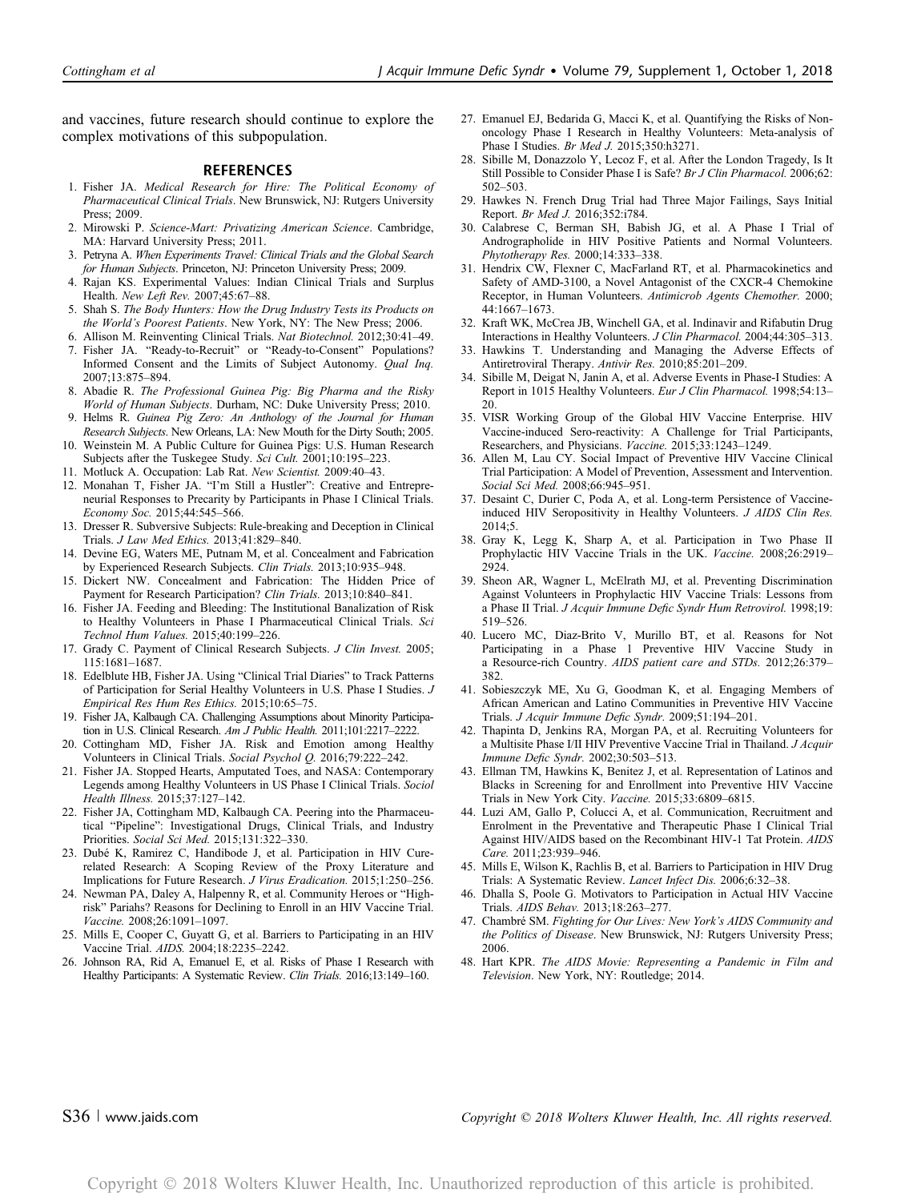and vaccines, future research should continue to explore the complex motivations of this subpopulation.

## REFERENCES

1. Fisher JA. *Medical Research for Hire: The Political Economy of Pharmaceutical Clinical Trials*. New Brunswick, NJ: Rutgers University Press; 2009.
2. Mirowski P. *Science-Mart: Privatizing American Science*. Cambridge, MA: Harvard University Press; 2011.
3. Petryna A. *When Experiments Travel: Clinical Trials and the Global Search for Human Subjects*. Princeton, NJ: Princeton University Press; 2009.
4. Rajan KS. Experimental Values: Indian Clinical Trials and Surplus Health. *New Left Rev.* 2007;45:67–88.
5. Shah S. *The Body Hunters: How the Drug Industry Tests its Products on the World's Poorest Patients*. New York, NY: The New Press; 2006.
6. Allison M. Reinventing Clinical Trials. *Nat Biotechnol.* 2012;30:41–49.
7. Fisher JA. "Ready-to-Recruit" or "Ready-to-Consent" Populations? Informed Consent and the Limits of Subject Autonomy. *Qual Inq.* 2007;13:875–894.
8. Abadie R. *The Professional Guinea Pig: Big Pharma and the Risky World of Human Subjects*. Durham, NC: Duke University Press; 2010.
9. Helms R. *Guinea Pig Zero: An Anthology of the Journal for Human Research Subjects*. New Orleans, LA: New Mouth for the Dirty South; 2005.
10. Weinstein M. A Public Culture for Guinea Pigs: U.S. Human Research Subjects after the Tuskegee Study. *Sci Cult.* 2001;10:195–223.
11. Motluck A. Occupation: Lab Rat. *New Scientist.* 2009:40–43.
12. Monahan T, Fisher JA. "I'm Still a Hustler": Creative and Entrepreneurial Responses to Precarity by Participants in Phase I Clinical Trials. *Economy Soc.* 2015;44:545–566.
13. Dresser R. Subversive Subjects: Rule-breaking and Deception in Clinical Trials. *J Law Med Ethics.* 2013;41:829–840.
14. Devine EG, Waters ME, Putnam M, et al. Concealment and Fabrication by Experienced Research Subjects. *Clin Trials.* 2013;10:935–948.
15. Dickert NW. Concealment and Fabrication: The Hidden Price of Payment for Research Participation? *Clin Trials.* 2013;10:840–841.
16. Fisher JA. Feeding and Bleeding: The Institutional Banalization of Risk to Healthy Volunteers in Phase I Pharmaceutical Clinical Trials. *Sci Technol Hum Values.* 2015;40:199–226.
17. Grady C. Payment of Clinical Research Subjects. *J Clin Invest.* 2005;115:1681–1687.
18. Edelblute HB, Fisher JA. Using "Clinical Trial Diaries" to Track Patterns of Participation for Serial Healthy Volunteers in U.S. Phase I Studies. *J Empirical Res Hum Res Ethics.* 2015;10:65–75.
19. Fisher JA, Kalbaugh CA. Challenging Assumptions about Minority Participation in U.S. Clinical Research. *Am J Public Health.* 2011;101:2217–2222.
20. Cottingham MD, Fisher JA. Risk and Emotion among Healthy Volunteers in Clinical Trials. *Social Psychol Q.* 2016;79:222–242.
21. Fisher JA. Stopped Hearts, Amputated Toes, and NASA: Contemporary Legends among Healthy Volunteers in US Phase I Clinical Trials. *Sociol Health Illness.* 2015;37:127–142.
22. Fisher JA, Cottingham MD, Kalbaugh CA. Peering into the Pharmaceutical "Pipeline": Investigational Drugs, Clinical Trials, and Industry Priorities. *Social Sci Med.* 2015;131:322–330.
23. Dubé K, Ramirez C, Handibode J, et al. Participation in HIV Cure-related Research: A Scoping Review of the Proxy Literature and Implications for Future Research. *J Virus Eradication.* 2015;1:250–256.
24. Newman PA, Daley A, Halpenny R, et al. Community Heroes or "High-risk" Pariahs? Reasons for Declining to Enroll in an HIV Vaccine Trial. *Vaccine.* 2008;26:1091–1097.
25. Mills E, Cooper C, Guyatt G, et al. Barriers to Participating in an HIV Vaccine Trial. *AIDS.* 2004;18:2235–2242.
26. Johnson RA, Rid A, Emanuel E, et al. Risks of Phase I Research with Healthy Participants: A Systematic Review. *Clin Trials.* 2016;13:149–160.
27. Emanuel EJ, Bedarida G, Macci K, et al. Quantifying the Risks of Non-oncology Phase I Research in Healthy Volunteers: Meta-analysis of Phase I Studies. *Br Med J.* 2015;350:h3271.
28. Sibille M, Donazzolo Y, Lecoz F, et al. After the London Tragedy, Is It Still Possible to Consider Phase I is Safe? *Br J Clin Pharmacol.* 2006;62:502–503.
29. Hawkes N. French Drug Trial had Three Major Failings, Says Initial Report. *Br Med J.* 2016;352:i784.
30. Calabrese C, Berman SH, Babish JG, et al. A Phase I Trial of Andrographolide in HIV Positive Patients and Normal Volunteers. *Phytotherapy Res.* 2000;14:333–338.
31. Hendrix CW, Flexner C, MacFarland RT, et al. Pharmacokinetics and Safety of AMD-3100, a Novel Antagonist of the CXCR-4 Chemokine Receptor, in Human Volunteers. *Antimicrob Agents Chemother.* 2000;44:1667–1673.
32. Kraft WK, McCrea JB, Winchell GA, et al. Indinavir and Rifabutin Drug Interactions in Healthy Volunteers. *J Clin Pharmacol.* 2004;44:305–313.
33. Hawkins T. Understanding and Managing the Adverse Effects of Antiretroviral Therapy. *Antivir Res.* 2010;85:201–209.
34. Sibille M, Deigat N, Janin A, et al. Adverse Events in Phase-I Studies: A Report in 1015 Healthy Volunteers. *Eur J Clin Pharmacol.* 1998;54:13–20.
35. VISR Working Group of the Global HIV Vaccine Enterprise. HIV Vaccine-induced Sero-reactivity: A Challenge for Trial Participants, Researchers, and Physicians. *Vaccine.* 2015;33:1243–1249.
36. Allen M, Lau CY. Social Impact of Preventive HIV Vaccine Clinical Trial Participation: A Model of Prevention, Assessment and Intervention. *Social Sci Med.* 2008;66:945–951.
37. Desaint C, Durier C, Poda A, et al. Long-term Persistence of Vaccine-induced HIV Seropositivity in Healthy Volunteers. *J AIDS Clin Res.* 2014;5.
38. Gray K, Legg K, Sharp A, et al. Participation in Two Phase II Prophylactic HIV Vaccine Trials in the UK. *Vaccine.* 2008;26:2919–2924.
39. Sheon AR, Wagner L, McElrath MJ, et al. Preventing Discrimination Against Volunteers in Prophylactic HIV Vaccine Trials: Lessons from a Phase II Trial. *J Acquir Immune Defic Syndr Hum Retrovirol.* 1998;19:519–526.
40. Lucero MC, Diaz-Brito V, Murillo BT, et al. Reasons for Not Participating in a Phase 1 Preventive HIV Vaccine Study in a Resource-rich Country. *AIDS patient care and STDs.* 2012;26:379–382.
41. Sobieszczyk ME, Xu G, Goodman K, et al. Engaging Members of African American and Latino Communities in Preventive HIV Vaccine Trials. *J Acquir Immune Defic Syndr.* 2009;51:194–201.
42. Thapinta D, Jenkins RA, Morgan PA, et al. Recruiting Volunteers for a Multisite Phase I/II HIV Preventive Vaccine Trial in Thailand. *J Acquir Immune Defic Syndr.* 2002;30:503–513.
43. Ellman TM, Hawkins K, Benitez J, et al. Representation of Latinos and Blacks in Screening for and Enrollment into Preventive HIV Vaccine Trials in New York City. *Vaccine.* 2015;33:6809–6815.
44. Luzi AM, Gallo P, Colucci A, et al. Communication, Recruitment and Enrolment in the Preventative and Therapeutic Phase I Clinical Trial Against HIV/AIDS based on the Recombinant HIV-1 Tat Protein. *AIDS Care.* 2011;23:939–946.
45. Mills E, Wilson K, Rachlis B, et al. Barriers to Participation in HIV Drug Trials: A Systematic Review. *Lancet Infect Dis.* 2006;6:32–38.
46. Dhalla S, Poole G. Motivators to Participation in Actual HIV Vaccine Trials. *AIDS Behav.* 2013;18:263–277.
47. Chambré SM. *Fighting for Our Lives: New York's AIDS Community and the Politics of Disease*. New Brunswick, NJ: Rutgers University Press; 2006.
48. Hart KPR. *The AIDS Movie: Representing a Pandemic in Film and Television*. New York, NY: Routledge; 2014.